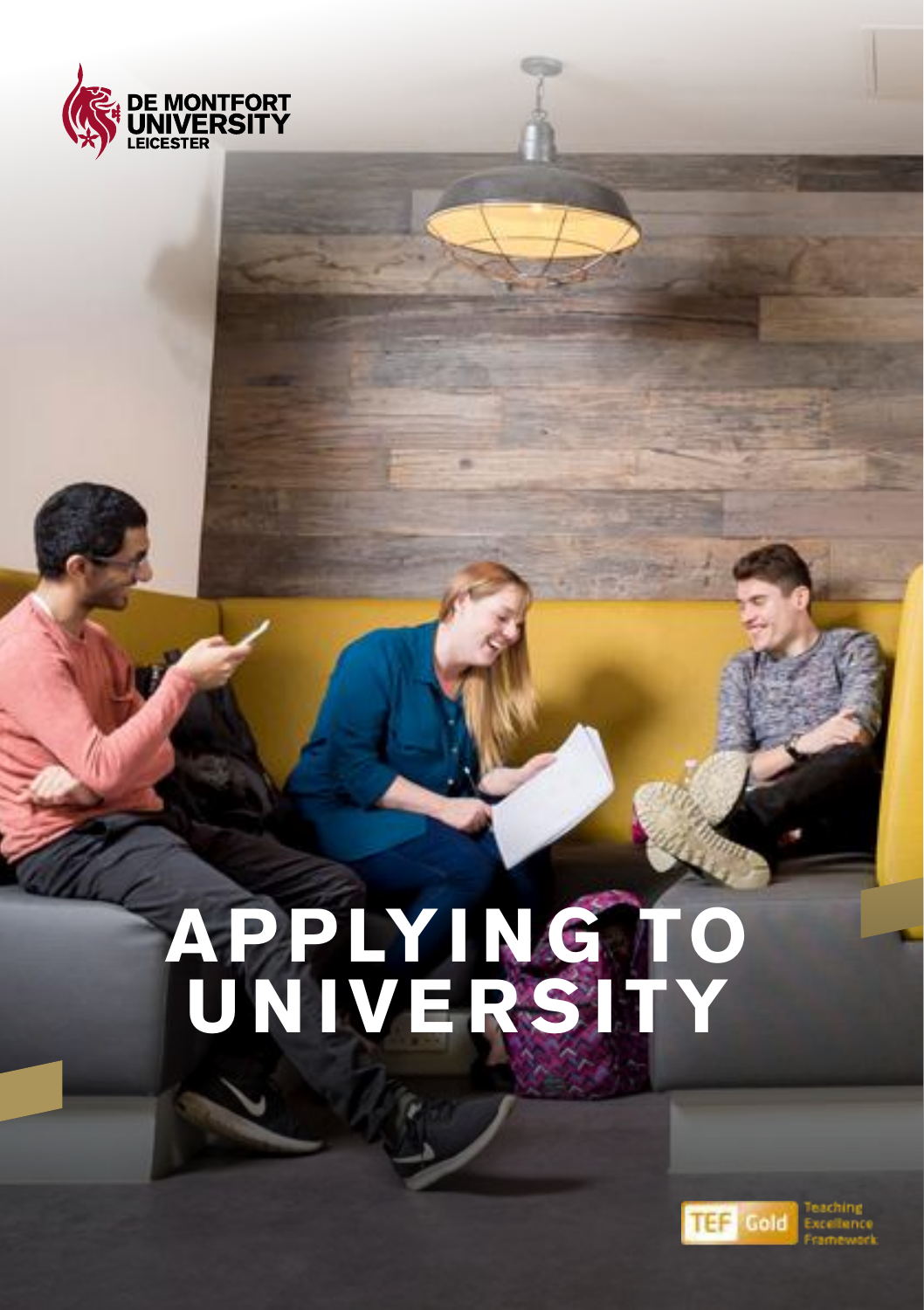DE MONTFORT UNIVERSITY LEICESTER

# APPLYING TO UNIVERSITY

TEF Gold Teaching Excellence Framework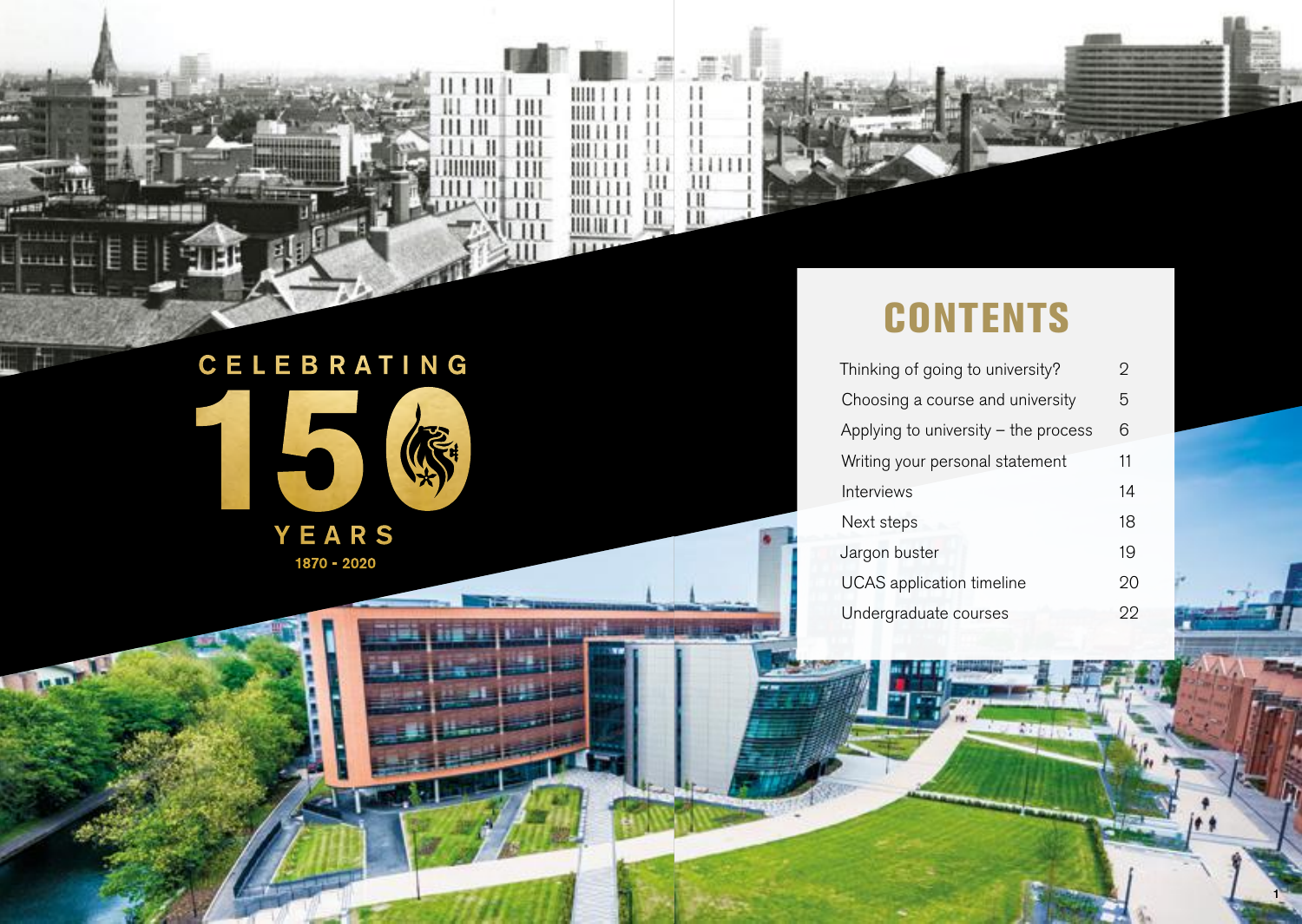CELEBRATING 150 YEARS

1870 - 2020

# CONTENTS

| | |
|---|---|
| Thinking of going to university? | 2 |
| Choosing a course and university | 5 |
| Applying to university – the process | 6 |
| Writing your personal statement | 11 |
| Interviews | 14 |
| Next steps | 18 |
| Jargon buster | 19 |
| UCAS application timeline | 20 |
| Undergraduate courses | 22 |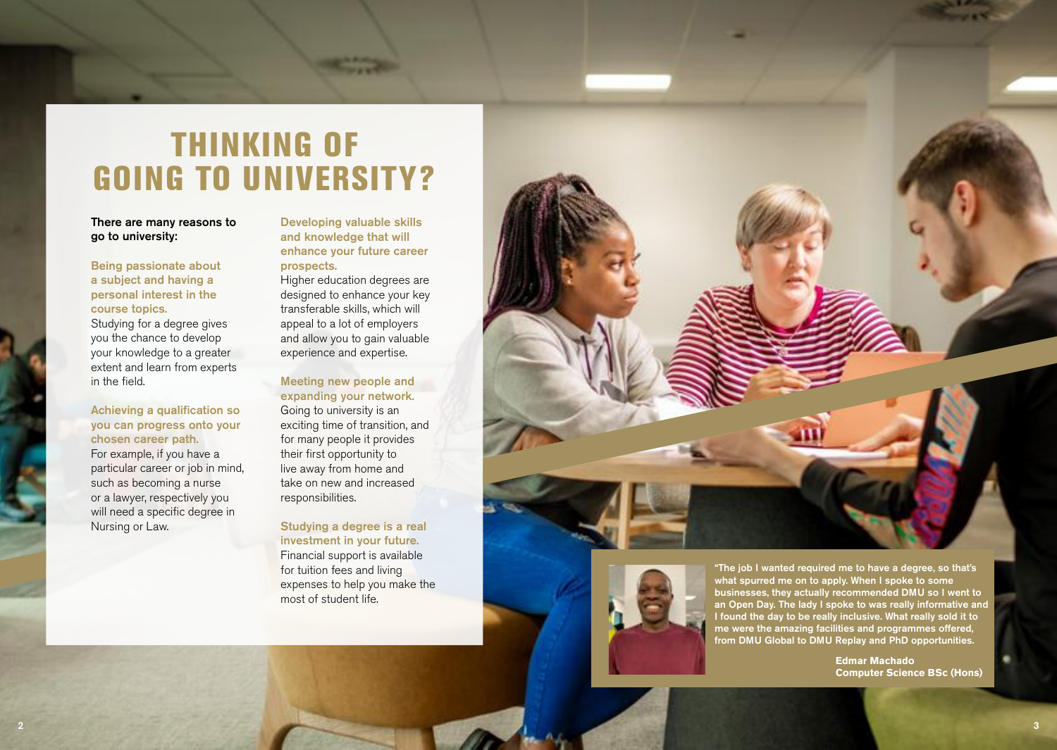# THINKING OF GOING TO UNIVERSITY?

There are many reasons to go to university:

**Being passionate about a subject and having a personal interest in the course topics.**
Studying for a degree gives you the chance to develop your knowledge to a greater extent and learn from experts in the field.

**Achieving a qualification so you can progress onto your chosen career path.**
For example, if you have a particular career or job in mind, such as becoming a nurse or a lawyer, respectively you will need a specific degree in Nursing or Law.

**Developing valuable skills and knowledge that will enhance your future career prospects.**
Higher education degrees are designed to enhance your key transferable skills, which will appeal to a lot of employers and allow you to gain valuable experience and expertise.

**Meeting new people and expanding your network.**
Going to university is an exciting time of transition, and for many people it provides their first opportunity to live away from home and take on new and increased responsibilities.

**Studying a degree is a real investment in your future.**
Financial support is available for tuition fees and living expenses to help you make the most of student life.

"The job I wanted required me to have a degree, so that's what spurred me on to apply. When I spoke to some businesses, they actually recommended DMU so I went to an Open Day. The lady I spoke to was really informative and I found the day to be really inclusive. What really sold it to me were the amazing facilities and programmes offered, from DMU Global to DMU Replay and PhD opportunities.

**Edmar Machado**
**Computer Science BSc (Hons)**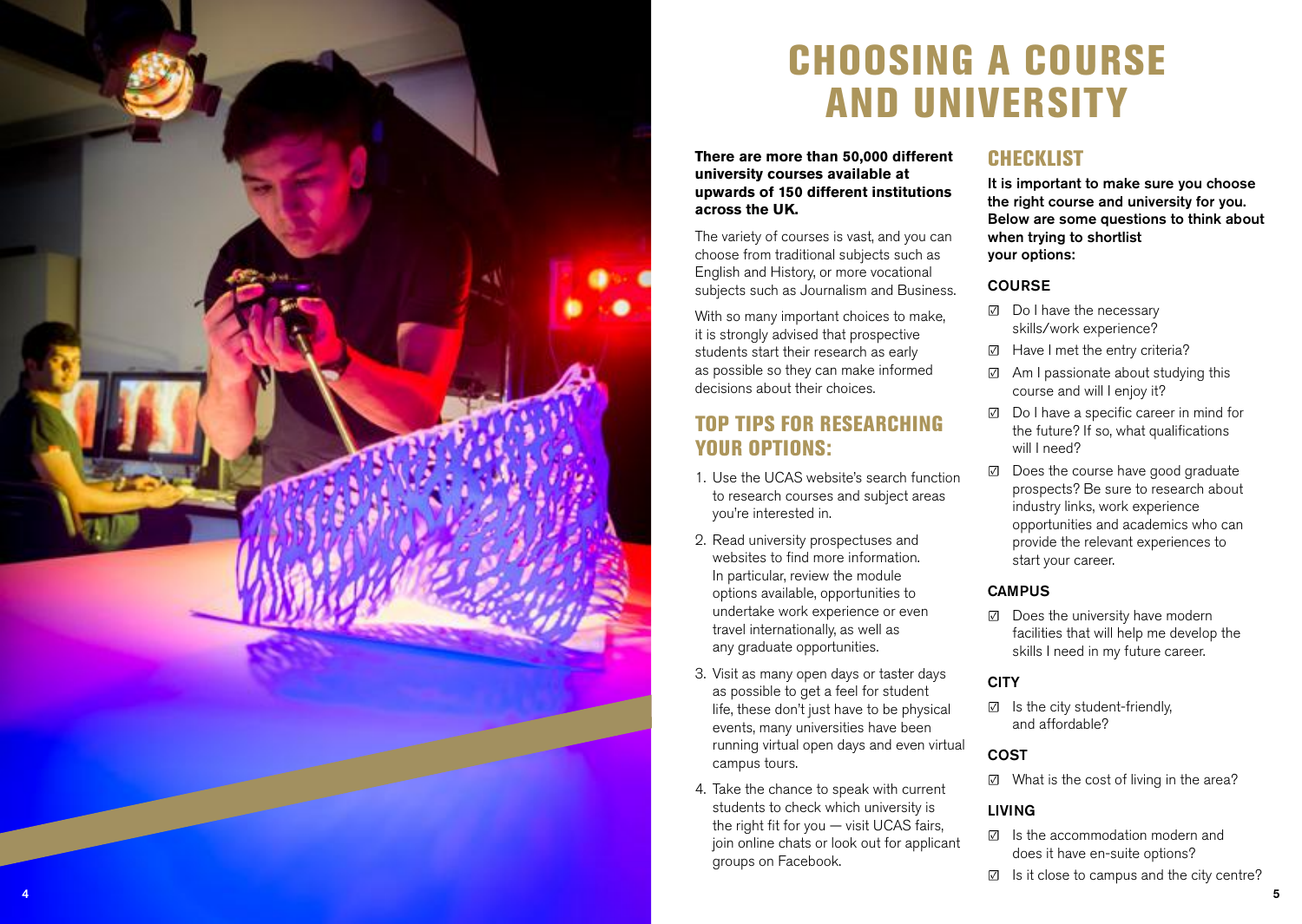# CHOOSING A COURSE AND UNIVERSITY

**There are more than 50,000 different university courses available at upwards of 150 different institutions across the UK.**

The variety of courses is vast, and you can choose from traditional subjects such as English and History, or more vocational subjects such as Journalism and Business.

With so many important choices to make, it is strongly advised that prospective students start their research as early as possible so they can make informed decisions about their choices.

## TOP TIPS FOR RESEARCHING YOUR OPTIONS:

1. Use the UCAS website's search function to research courses and subject areas you're interested in.
2. Read university prospectuses and websites to find more information. In particular, review the module options available, opportunities to undertake work experience or even travel internationally, as well as any graduate opportunities.
3. Visit as many open days or taster days as possible to get a feel for student life, these don't just have to be physical events, many universities have been running virtual open days and even virtual campus tours.
4. Take the chance to speak with current students to check which university is the right fit for you — visit UCAS fairs, join online chats or look out for applicant groups on Facebook.

## CHECKLIST

**It is important to make sure you choose the right course and university for you. Below are some questions to think about when trying to shortlist your options:**

### COURSE

- ☑ Do I have the necessary skills/work experience?
- ☑ Have I met the entry criteria?
- ☑ Am I passionate about studying this course and will I enjoy it?
- ☑ Do I have a specific career in mind for the future? If so, what qualifications will I need?
- ☑ Does the course have good graduate prospects? Be sure to research about industry links, work experience opportunities and academics who can provide the relevant experiences to start your career.

### CAMPUS

- ☑ Does the university have modern facilities that will help me develop the skills I need in my future career.

### CITY

- ☑ Is the city student-friendly, and affordable?

### COST

- ☑ What is the cost of living in the area?

### LIVING

- ☑ Is the accommodation modern and does it have en-suite options?
- ☑ Is it close to campus and the city centre?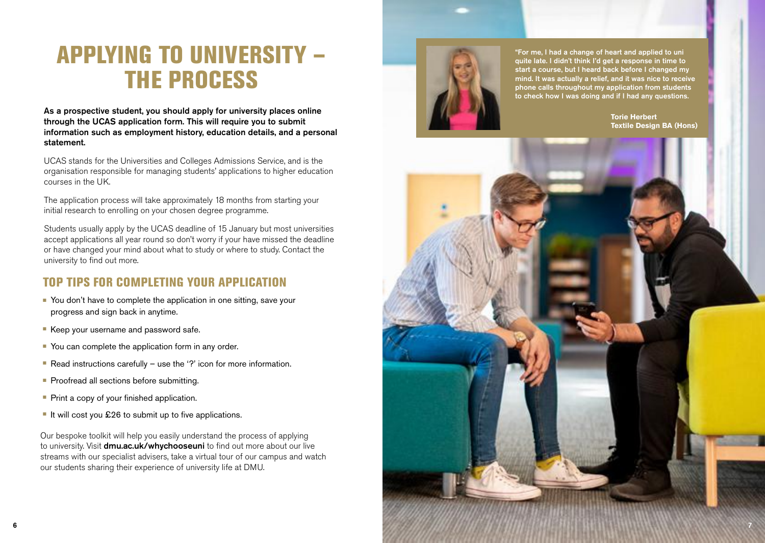# APPLYING TO UNIVERSITY – THE PROCESS

**As a prospective student, you should apply for university places online through the UCAS application form. This will require you to submit information such as employment history, education details, and a personal statement.**

UCAS stands for the Universities and Colleges Admissions Service, and is the organisation responsible for managing students' applications to higher education courses in the UK.

The application process will take approximately 18 months from starting your initial research to enrolling on your chosen degree programme.

Students usually apply by the UCAS deadline of 15 January but most universities accept applications all year round so don't worry if your have missed the deadline or have changed your mind about what to study or where to study. Contact the university to find out more.

## TOP TIPS FOR COMPLETING YOUR APPLICATION

- You don't have to complete the application in one sitting, save your progress and sign back in anytime.
- Keep your username and password safe.
- You can complete the application form in any order.
- Read instructions carefully – use the '?' icon for more information.
- Proofread all sections before submitting.
- Print a copy of your finished application.
- It will cost you £26 to submit up to five applications.

Our bespoke toolkit will help you easily understand the process of applying to university. Visit **dmu.ac.uk/whychooseuni** to find out more about our live streams with our specialist advisers, take a virtual tour of our campus and watch our students sharing their experience of university life at DMU.

**"For me, I had a change of heart and applied to uni quite late. I didn't think I'd get a response in time to start a course, but I heard back before I changed my mind. It was actually a relief, and it was nice to receive phone calls throughout my application from students to check how I was doing and if I had any questions.**

**Torie Herbert**
**Textile Design BA (Hons)**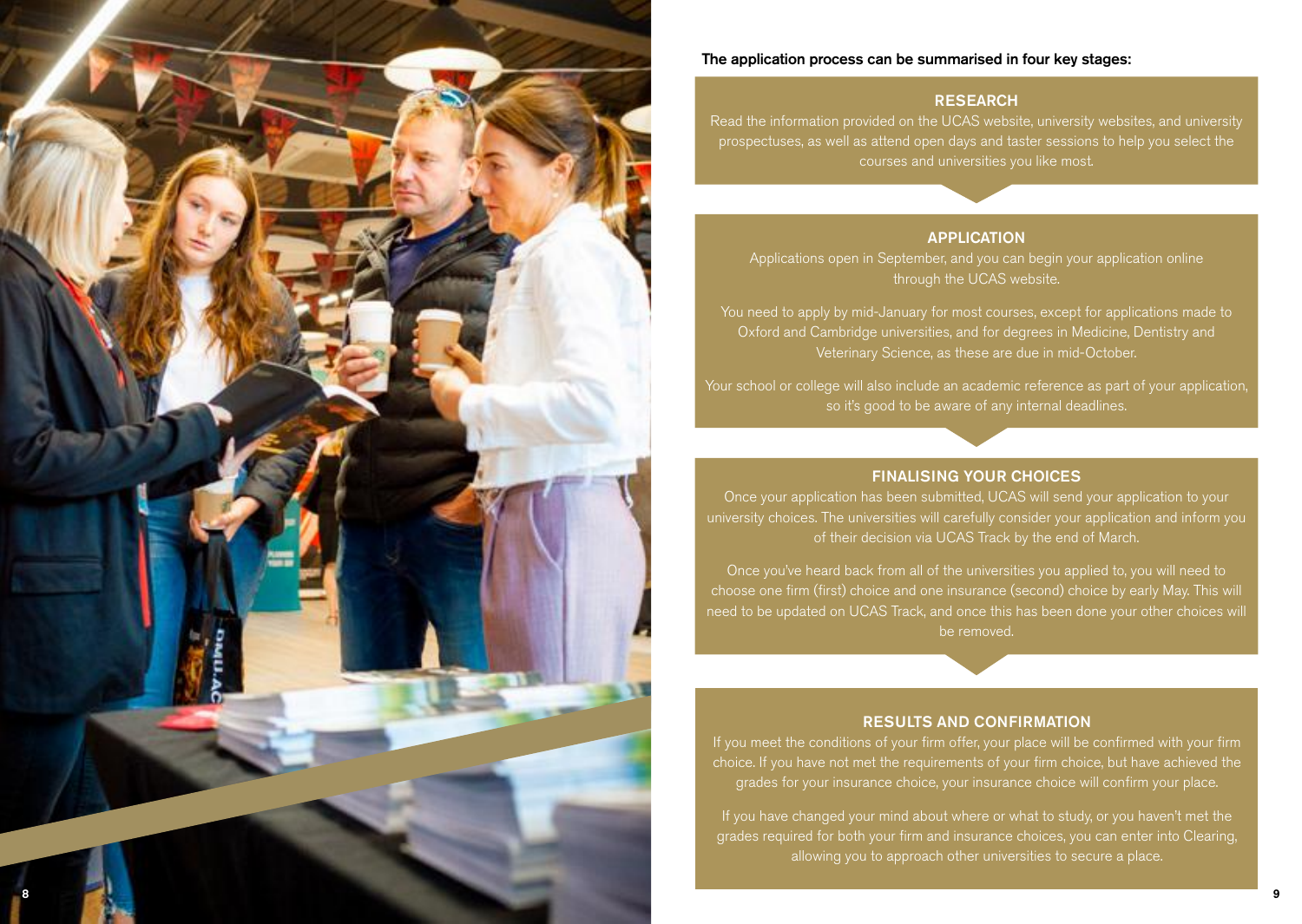**The application process can be summarised in four key stages:**

## RESEARCH

Read the information provided on the UCAS website, university websites, and university prospectuses, as well as attend open days and taster sessions to help you select the courses and universities you like most.

## APPLICATION

Applications open in September, and you can begin your application online through the UCAS website.

You need to apply by mid-January for most courses, except for applications made to Oxford and Cambridge universities, and for degrees in Medicine, Dentistry and Veterinary Science, as these are due in mid-October.

Your school or college will also include an academic reference as part of your application, so it's good to be aware of any internal deadlines.

## FINALISING YOUR CHOICES

Once your application has been submitted, UCAS will send your application to your university choices. The universities will carefully consider your application and inform you of their decision via UCAS Track by the end of March.

Once you've heard back from all of the universities you applied to, you will need to choose one firm (first) choice and one insurance (second) choice by early May. This will need to be updated on UCAS Track, and once this has been done your other choices will be removed.

## RESULTS AND CONFIRMATION

If you meet the conditions of your firm offer, your place will be confirmed with your firm choice. If you have not met the requirements of your firm choice, but have achieved the grades for your insurance choice, your insurance choice will confirm your place.

If you have changed your mind about where or what to study, or you haven't met the grades required for both your firm and insurance choices, you can enter into Clearing, allowing you to approach other universities to secure a place.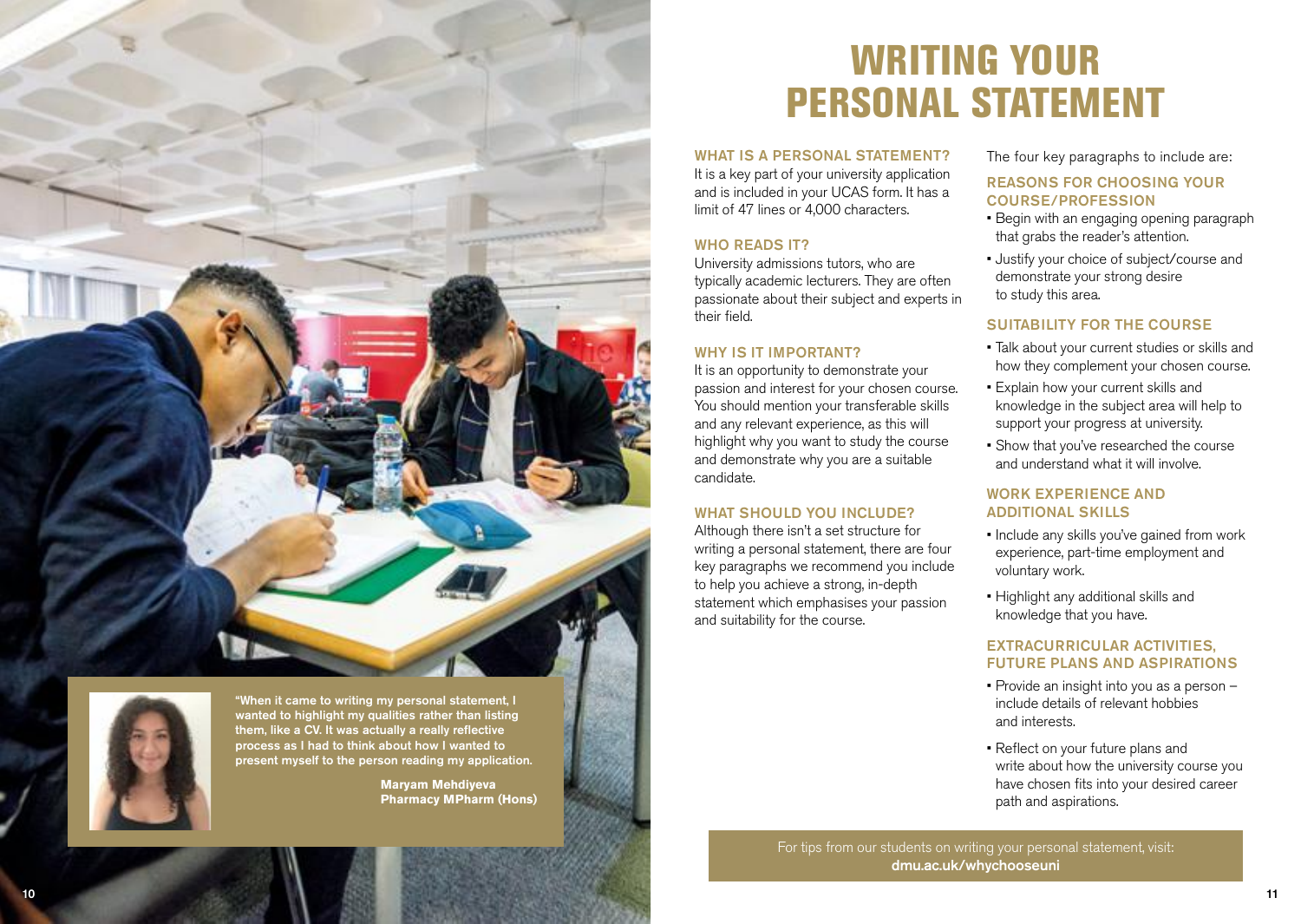# WRITING YOUR PERSONAL STATEMENT

"When it came to writing my personal statement, I wanted to highlight my qualities rather than listing them, like a CV. It was actually a really reflective process as I had to think about how I wanted to present myself to the person reading my application.

**Maryam Mehdiyeva**
**Pharmacy MPharm (Hons)**

### WHAT IS A PERSONAL STATEMENT?

It is a key part of your university application and is included in your UCAS form. It has a limit of 47 lines or 4,000 characters.

### WHO READS IT?

University admissions tutors, who are typically academic lecturers. They are often passionate about their subject and experts in their field.

### WHY IS IT IMPORTANT?

It is an opportunity to demonstrate your passion and interest for your chosen course. You should mention your transferable skills and any relevant experience, as this will highlight why you want to study the course and demonstrate why you are a suitable candidate.

### WHAT SHOULD YOU INCLUDE?

Although there isn't a set structure for writing a personal statement, there are four key paragraphs we recommend you include to help you achieve a strong, in-depth statement which emphasises your passion and suitability for the course.

The four key paragraphs to include are:

### REASONS FOR CHOOSING YOUR COURSE/PROFESSION

- Begin with an engaging opening paragraph that grabs the reader's attention.
- Justify your choice of subject/course and demonstrate your strong desire to study this area.

### SUITABILITY FOR THE COURSE

- Talk about your current studies or skills and how they complement your chosen course.
- Explain how your current skills and knowledge in the subject area will help to support your progress at university.
- Show that you've researched the course and understand what it will involve.

### WORK EXPERIENCE AND ADDITIONAL SKILLS

- Include any skills you've gained from work experience, part-time employment and voluntary work.
- Highlight any additional skills and knowledge that you have.

### EXTRACURRICULAR ACTIVITIES, FUTURE PLANS AND ASPIRATIONS

- Provide an insight into you as a person – include details of relevant hobbies and interests.
- Reflect on your future plans and write about how the university course you have chosen fits into your desired career path and aspirations.

For tips from our students on writing your personal statement, visit:
**dmu.ac.uk/whychooseuni**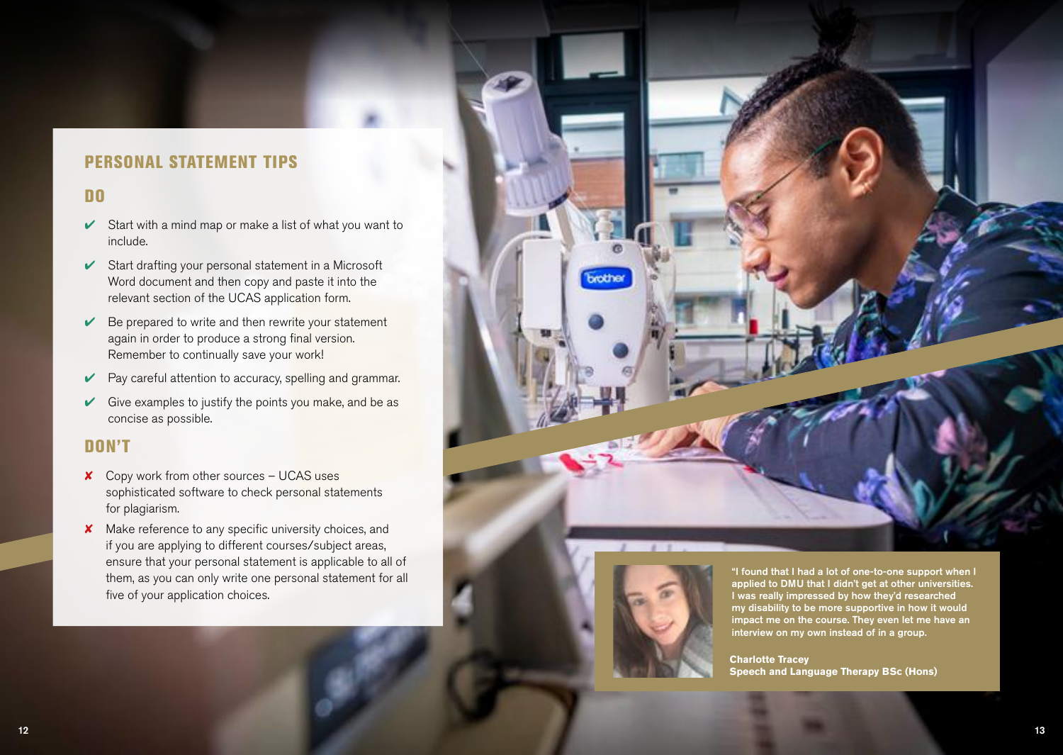## PERSONAL STATEMENT TIPS

### DO

- ✔ Start with a mind map or make a list of what you want to include.
- ✔ Start drafting your personal statement in a Microsoft Word document and then copy and paste it into the relevant section of the UCAS application form.
- ✔ Be prepared to write and then rewrite your statement again in order to produce a strong final version. Remember to continually save your work!
- ✔ Pay careful attention to accuracy, spelling and grammar.
- ✔ Give examples to justify the points you make, and be as concise as possible.

### DON'T

- ✘ Copy work from other sources – UCAS uses sophisticated software to check personal statements for plagiarism.
- ✘ Make reference to any specific university choices, and if you are applying to different courses/subject areas, ensure that your personal statement is applicable to all of them, as you can only write one personal statement for all five of your application choices.

**"I found that I had a lot of one-to-one support when I applied to DMU that I didn't get at other universities. I was really impressed by how they'd researched my disability to be more supportive in how it would impact me on the course. They even let me have an interview on my own instead of in a group.**

**Charlotte Tracey**
**Speech and Language Therapy BSc (Hons)**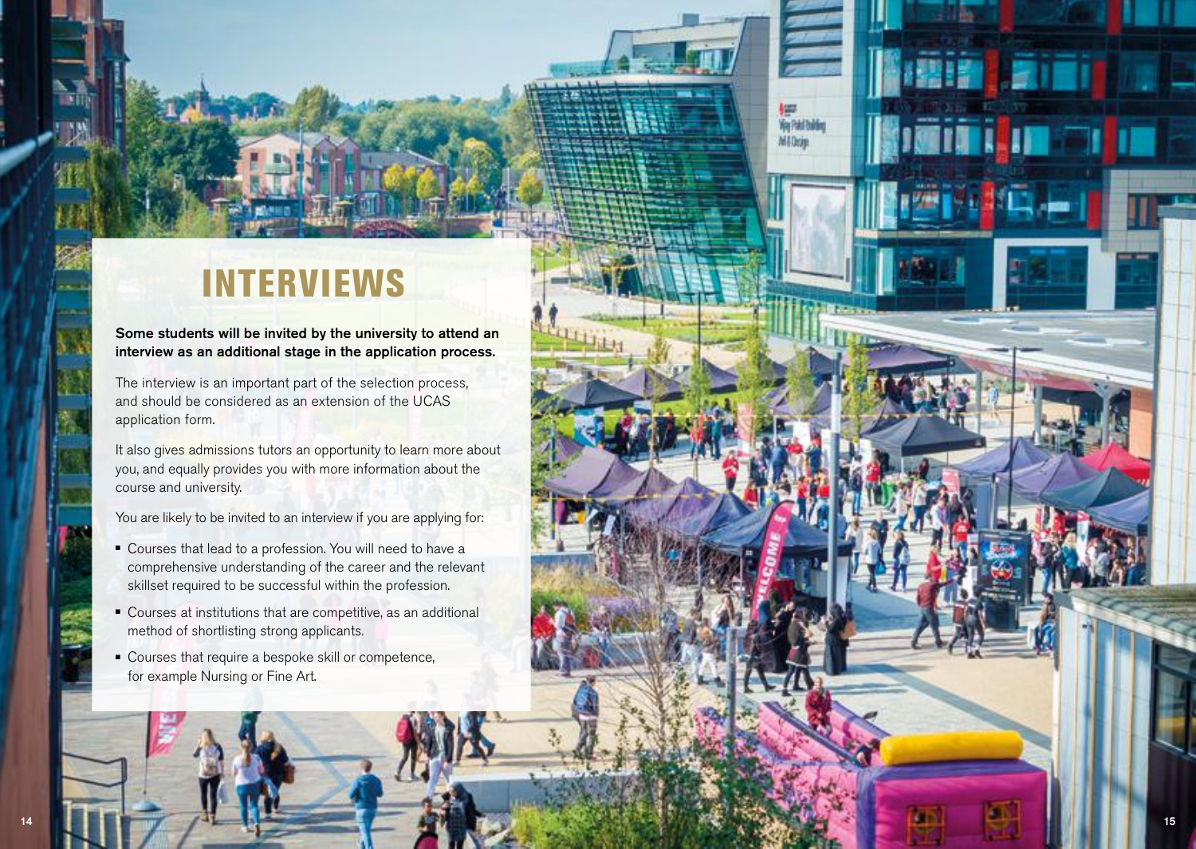# INTERVIEWS

**Some students will be invited by the university to attend an interview as an additional stage in the application process.**

The interview is an important part of the selection process, and should be considered as an extension of the UCAS application form.

It also gives admissions tutors an opportunity to learn more about you, and equally provides you with more information about the course and university.

You are likely to be invited to an interview if you are applying for:

- Courses that lead to a profession. You will need to have a comprehensive understanding of the career and the relevant skillset required to be successful within the profession.
- Courses at institutions that are competitive, as an additional method of shortlisting strong applicants.
- Courses that require a bespoke skill or competence, for example Nursing or Fine Art.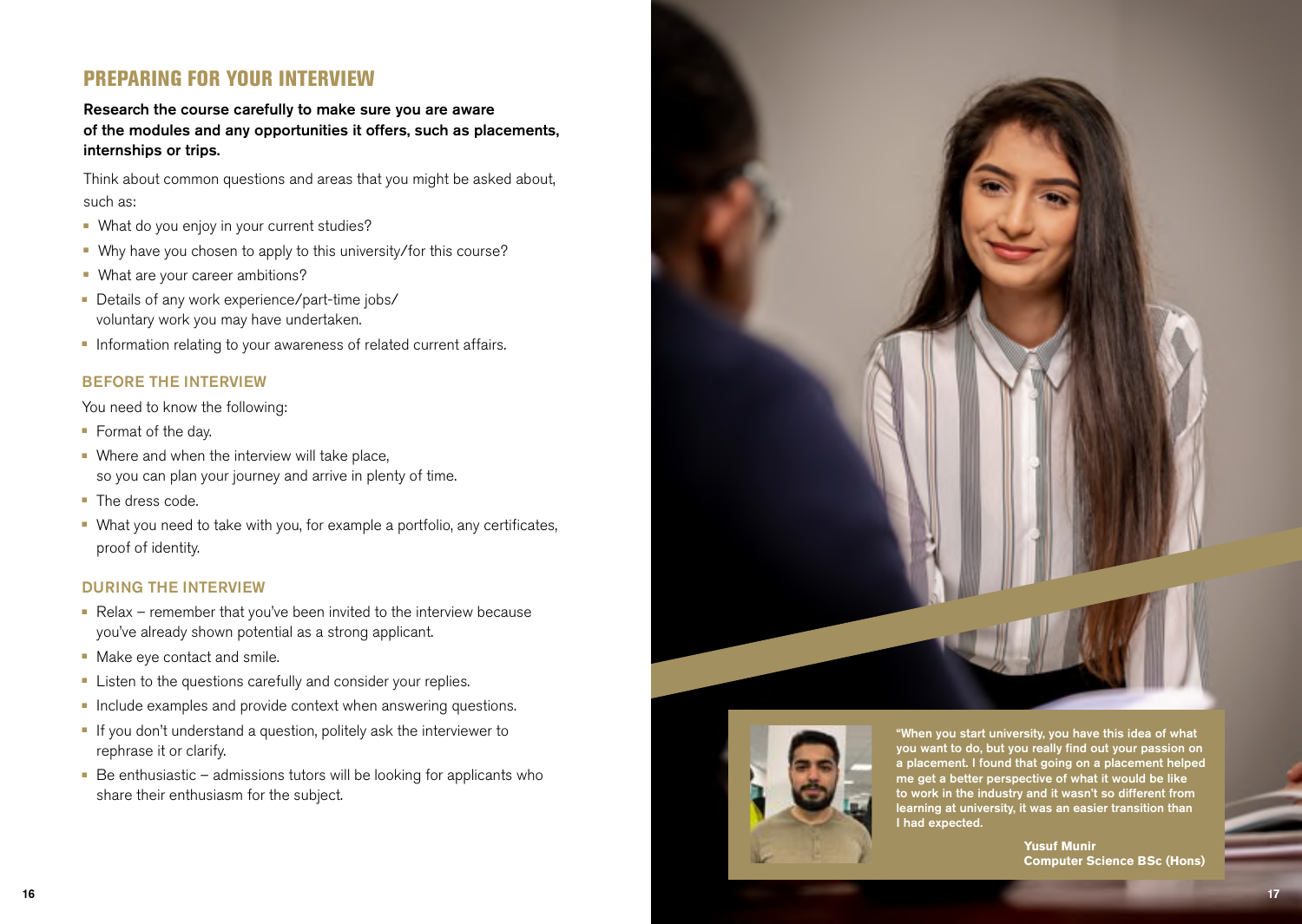## PREPARING FOR YOUR INTERVIEW

**Research the course carefully to make sure you are aware of the modules and any opportunities it offers, such as placements, internships or trips.**

Think about common questions and areas that you might be asked about, such as:

- What do you enjoy in your current studies?
- Why have you chosen to apply to this university/for this course?
- What are your career ambitions?
- Details of any work experience/part-time jobs/ voluntary work you may have undertaken.
- Information relating to your awareness of related current affairs.

### BEFORE THE INTERVIEW

You need to know the following:

- Format of the day.
- Where and when the interview will take place, so you can plan your journey and arrive in plenty of time.
- The dress code.
- What you need to take with you, for example a portfolio, any certificates, proof of identity.

### DURING THE INTERVIEW

- Relax – remember that you've been invited to the interview because you've already shown potential as a strong applicant.
- Make eye contact and smile.
- Listen to the questions carefully and consider your replies.
- Include examples and provide context when answering questions.
- If you don't understand a question, politely ask the interviewer to rephrase it or clarify.
- Be enthusiastic – admissions tutors will be looking for applicants who share their enthusiasm for the subject.

**"When you start university, you have this idea of what you want to do, but you really find out your passion on a placement. I found that going on a placement helped me get a better perspective of what it would be like to work in the industry and it wasn't so different from learning at university, it was an easier transition than I had expected.**

**Yusuf Munir**
**Computer Science BSc (Hons)**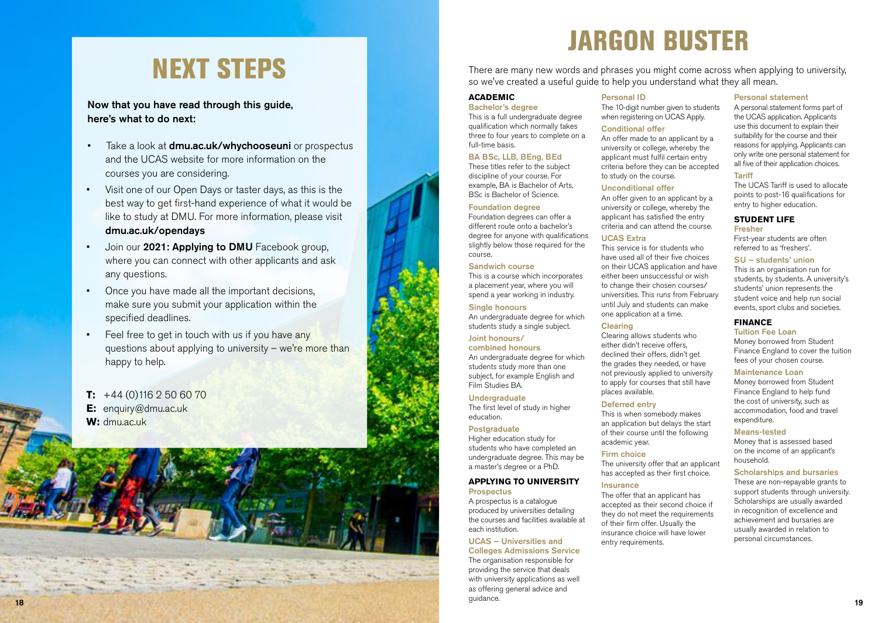# NEXT STEPS

**Now that you have read through this guide, here's what to do next:**

- Take a look at **dmu.ac.uk/whychooseuni** or prospectus and the UCAS website for more information on the courses you are considering.
- Visit one of our Open Days or taster days, as this is the best way to get first-hand experience of what it would be like to study at DMU. For more information, please visit **dmu.ac.uk/opendays**
- Join our **2021: Applying to DMU** Facebook group, where you can connect with other applicants and ask any questions.
- Once you have made all the important decisions, make sure you submit your application within the specified deadlines.
- Feel free to get in touch with us if you have any questions about applying to university – we're more than happy to help.

**T:** +44 (0)116 2 50 60 70
**E:** enquiry@dmu.ac.uk
**W:** dmu.ac.uk

# JARGON BUSTER

There are many new words and phrases you might come across when applying to university, so we've created a useful guide to help you understand what they all mean.

## ACADEMIC

### Bachelor's degree
This is a full undergraduate degree qualification which normally takes three to four years to complete on a full-time basis.

### BA BSc, LLB, BEng, BEd
These titles refer to the subject discipline of your course. For example, BA is Bachelor of Arts, BSc is Bachelor of Science.

### Foundation degree
Foundation degrees can offer a different route onto a bachelor's degree for anyone with qualifications slightly below those required for the course.

### Sandwich course
This is a course which incorporates a placement year, where you will spend a year working in industry.

### Single honours
An undergraduate degree for which students study a single subject.

### Joint honours/ combined honours
An undergraduate degree for which students study more than one subject, for example English and Film Studies BA.

### Undergraduate
The first level of study in higher education.

### Postgraduate
Higher education study for students who have completed an undergraduate degree. This may be a master's degree or a PhD.

## APPLYING TO UNIVERSITY

### Prospectus
A prospectus is a catalogue produced by universities detailing the courses and facilities available at each institution.

### UCAS – Universities and Colleges Admissions Service
The organisation responsible for providing the service that deals with university applications as well as offering general advice and guidance.

### Personal ID
The 10-digit number given to students when registering on UCAS Apply.

### Conditional offer
An offer made to an applicant by a university or college, whereby the applicant must fulfil certain entry criteria before they can be accepted to study on the course.

### Unconditional offer
An offer given to an applicant by a university or college, whereby the applicant has satisfied the entry criteria and can attend the course.

### UCAS Extra
This service is for students who have used all of their five choices on their UCAS application and have either been unsuccessful or wish to change their chosen courses/ universities. This runs from February until July and students can make one application at a time.

### Clearing
Clearing allows students who either didn't receive offers, declined their offers, didn't get the grades they needed, or have not previously applied to university to apply for courses that still have places available.

### Deferred entry
This is when somebody makes an application but delays the start of their course until the following academic year.

### Firm choice
The university offer that an applicant has accepted as their first choice.

### Insurance
The offer that an applicant has accepted as their second choice if they do not meet the requirements of their firm offer. Usually the insurance choice will have lower entry requirements.

### Personal statement
A personal statement forms part of the UCAS application. Applicants use this document to explain their suitability for the course and their reasons for applying. Applicants can only write one personal statement for all five of their application choices.

### Tariff
The UCAS Tariff is used to allocate points to post-16 qualifications for entry to higher education.

## STUDENT LIFE

### Fresher
First-year students are often referred to as 'freshers'.

### SU – students' union
This is an organisation run for students, by students. A university's students' union represents the student voice and help run social events, sport clubs and societies.

## FINANCE

### Tuition Fee Loan
Money borrowed from Student Finance England to cover the tuition fees of your chosen course.

### Maintenance Loan
Money borrowed from Student Finance England to help fund the cost of university, such as accommodation, food and travel expenditure.

### Means-tested
Money that is assessed based on the income of an applicant's household.

### Scholarships and bursaries
These are non-repayable grants to support students through university. Scholarships are usually awarded in recognition of excellence and achievement and bursaries are usually awarded in relation to personal circumstances.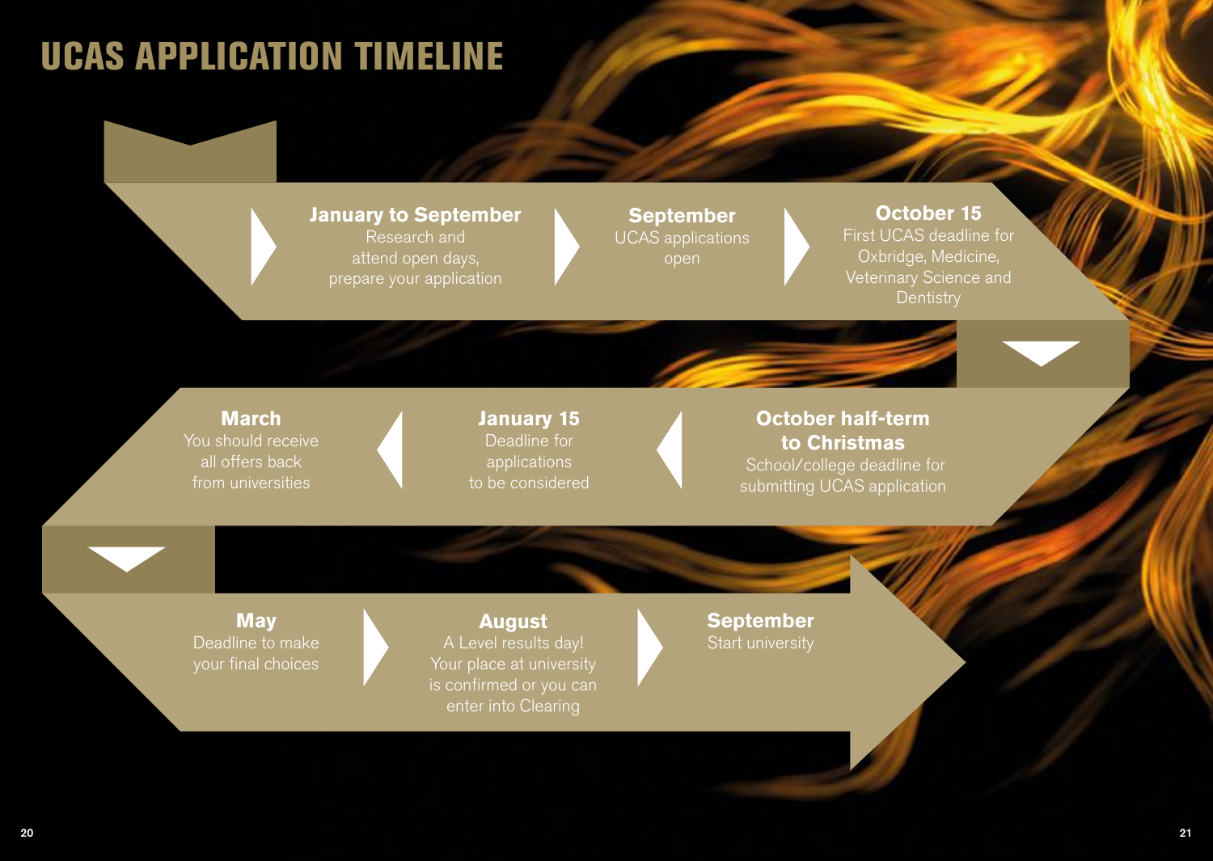# UCAS APPLICATION TIMELINE

**January to September**
Research and attend open days, prepare your application

**September**
UCAS applications open

**October 15**
First UCAS deadline for Oxbridge, Medicine, Veterinary Science and Dentistry

**October half-term to Christmas**
School/college deadline for submitting UCAS application

**January 15**
Deadline for applications to be considered

**March**
You should receive all offers back from universities

**May**
Deadline to make your final choices

**August**
A Level results day! Your place at university is confirmed or you can enter into Clearing

**September**
Start university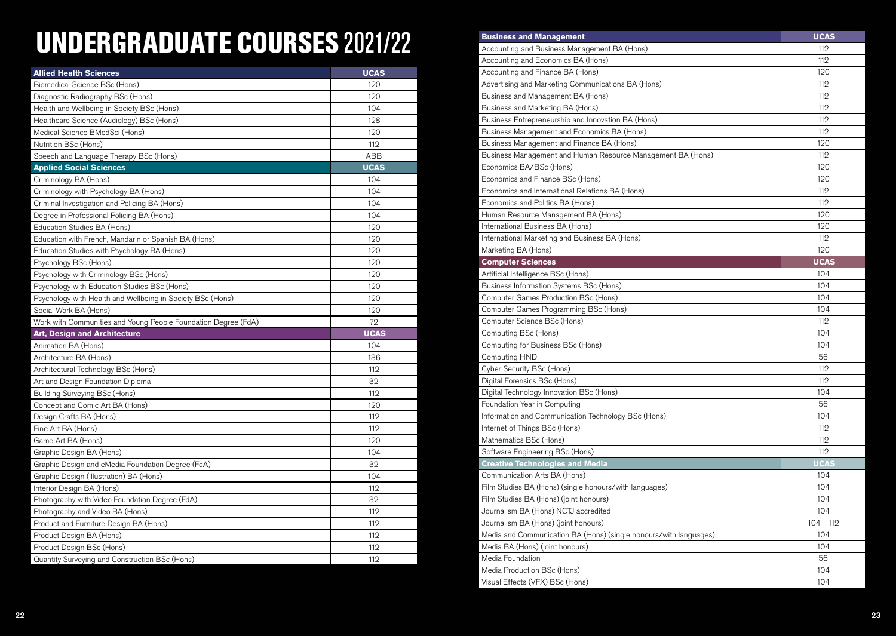# UNDERGRADUATE COURSES 2021/22

| Allied Health Sciences | UCAS |
|---|---|
| Biomedical Science BSc (Hons) | 120 |
| Diagnostic Radiography BSc (Hons) | 120 |
| Health and Wellbeing in Society BSc (Hons) | 104 |
| Healthcare Science (Audiology) BSc (Hons) | 128 |
| Medical Science BMedSci (Hons) | 120 |
| Nutrition BSc (Hons) | 112 |
| Speech and Language Therapy BSc (Hons) | ABB |

| Applied Social Sciences | UCAS |
|---|---|
| Criminology BA (Hons) | 104 |
| Criminology with Psychology BA (Hons) | 104 |
| Criminal Investigation and Policing BA (Hons) | 104 |
| Degree in Professional Policing BA (Hons) | 104 |
| Education Studies BA (Hons) | 120 |
| Education with French, Mandarin or Spanish BA (Hons) | 120 |
| Education Studies with Psychology BA (Hons) | 120 |
| Psychology BSc (Hons) | 120 |
| Psychology with Criminology BSc (Hons) | 120 |
| Psychology with Education Studies BSc (Hons) | 120 |
| Psychology with Health and Wellbeing in Society BSc (Hons) | 120 |
| Social Work BA (Hons) | 120 |
| Work with Communities and Young People Foundation Degree (FdA) | 72 |

| Art, Design and Architecture | UCAS |
|---|---|
| Animation BA (Hons) | 104 |
| Architecture BA (Hons) | 136 |
| Architectural Technology BSc (Hons) | 112 |
| Art and Design Foundation Diploma | 32 |
| Building Surveying BSc (Hons) | 112 |
| Concept and Comic Art BA (Hons) | 120 |
| Design Crafts BA (Hons) | 112 |
| Fine Art BA (Hons) | 112 |
| Game Art BA (Hons) | 120 |
| Graphic Design BA (Hons) | 104 |
| Graphic Design and eMedia Foundation Degree (FdA) | 32 |
| Graphic Design (Illustration) BA (Hons) | 104 |
| Interior Design BA (Hons) | 112 |
| Photography with Video Foundation Degree (FdA) | 32 |
| Photography and Video BA (Hons) | 112 |
| Product and Furniture Design BA (Hons) | 112 |
| Product Design BA (Hons) | 112 |
| Product Design BSc (Hons) | 112 |
| Quantity Surveying and Construction BSc (Hons) | 112 |

| Business and Management | UCAS |
|---|---|
| Accounting and Business Management BA (Hons) | 112 |
| Accounting and Economics BA (Hons) | 112 |
| Accounting and Finance BA (Hons) | 120 |
| Advertising and Marketing Communications BA (Hons) | 112 |
| Business and Management BA (Hons) | 112 |
| Business and Marketing BA (Hons) | 112 |
| Business Entrepreneurship and Innovation BA (Hons) | 112 |
| Business Management and Economics BA (Hons) | 112 |
| Business Management and Finance BA (Hons) | 120 |
| Business Management and Human Resource Management BA (Hons) | 112 |
| Economics BA/BSc (Hons) | 120 |
| Economics and Finance BSc (Hons) | 120 |
| Economics and International Relations BA (Hons) | 112 |
| Economics and Politics BA (Hons) | 112 |
| Human Resource Management BA (Hons) | 120 |
| International Business BA (Hons) | 120 |
| International Marketing and Business BA (Hons) | 112 |
| Marketing BA (Hons) | 120 |

| Computer Sciences | UCAS |
|---|---|
| Artificial Intelligence BSc (Hons) | 104 |
| Business Information Systems BSc (Hons) | 104 |
| Computer Games Production BSc (Hons) | 104 |
| Computer Games Programming BSc (Hons) | 104 |
| Computer Science BSc (Hons) | 112 |
| Computing BSc (Hons) | 104 |
| Computing for Business BSc (Hons) | 104 |
| Computing HND | 56 |
| Cyber Security BSc (Hons) | 112 |
| Digital Forensics BSc (Hons) | 112 |
| Digital Technology Innovation BSc (Hons) | 104 |
| Foundation Year in Computing | 56 |
| Information and Communication Technology BSc (Hons) | 104 |
| Internet of Things BSc (Hons) | 112 |
| Mathematics BSc (Hons) | 112 |
| Software Engineering BSc (Hons) | 112 |

| Creative Technologies and Media | UCAS |
|---|---|
| Communication Arts BA (Hons) | 104 |
| Film Studies BA (Hons) (single honours/with languages) | 104 |
| Film Studies BA (Hons) (joint honours) | 104 |
| Journalism BA (Hons) NCTJ accredited | 104 |
| Journalism BA (Hons) (joint honours) | 104 – 112 |
| Media and Communication BA (Hons) (single honours/with languages) | 104 |
| Media BA (Hons) (joint honours) | 104 |
| Media Foundation | 56 |
| Media Production BSc (Hons) | 104 |
| Visual Effects (VFX) BSc (Hons) | 104 |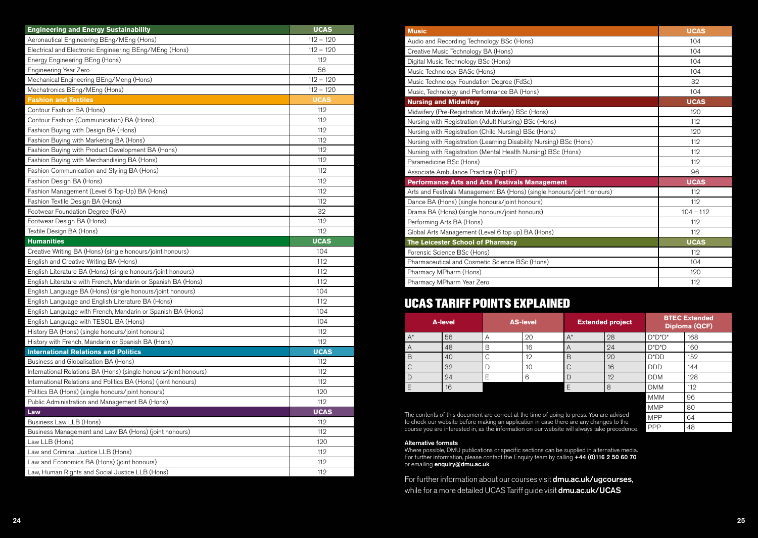| Engineering and Energy Sustainability | UCAS |
| --- | --- |
| Aeronautical Engineering BEng/MEng (Hons) | 112 – 120 |
| Electrical and Electronic Engineering BEng/MEng (Hons) | 112 – 120 |
| Energy Engineering BEng (Hons) | 112 |
| Engineering Year Zero | 56 |
| Mechanical Engineering BEng/Meng (Hons) | 112 – 120 |
| Mechatronics BEng/MEng (Hons) | 112 – 120 |
| **Fashion and Textiles** | **UCAS** |
| Contour Fashion BA (Hons) | 112 |
| Contour Fashion (Communication) BA (Hons) | 112 |
| Fashion Buying with Design BA (Hons) | 112 |
| Fashion Buying with Marketing BA (Hons) | 112 |
| Fashion Buying with Product Development BA (Hons) | 112 |
| Fashion Buying with Merchandising BA (Hons) | 112 |
| Fashion Communication and Styling BA (Hons) | 112 |
| Fashion Design BA (Hons) | 112 |
| Fashion Management (Level 6 Top-Up) BA (Hons) | 112 |
| Fashion Textile Design BA (Hons) | 112 |
| Footwear Foundation Degree (FdA) | 32 |
| Footwear Design BA (Hons) | 112 |
| Textile Design BA (Hons) | 112 |
| **Humanities** | **UCAS** |
| Creative Writing BA (Hons) (single honours/joint honours) | 104 |
| English and Creative Writing BA (Hons) | 112 |
| English Literature BA (Hons) (single honours/joint honours) | 112 |
| English Literature with French, Mandarin or Spanish BA (Hons) | 112 |
| English Language BA (Hons) (single honours/joint honours) | 104 |
| English Language and English Literature BA (Hons) | 112 |
| English Language with French, Mandarin or Spanish BA (Hons) | 104 |
| English Language with TESOL BA (Hons) | 104 |
| History BA (Hons) (single honours/joint honours) | 112 |
| History with French, Mandarin or Spanish BA (Hons) | 112 |
| **International Relations and Politics** | **UCAS** |
| Business and Globalisation BA (Hons) | 112 |
| International Relations BA (Hons) (single honours/joint honours) | 112 |
| International Relations and Politics BA (Hons) (joint honours) | 112 |
| Politics BA (Hons) (single honours/joint honours) | 120 |
| Public Administration and Management BA (Hons) | 112 |
| **Law** | **UCAS** |
| Business Law LLB (Hons) | 112 |
| Business Management and Law BA (Hons) (joint honours) | 112 |
| Law LLB (Hons) | 120 |
| Law and Criminal Justice LLB (Hons) | 112 |
| Law and Economics BA (Hons) (joint honours) | 112 |
| Law, Human Rights and Social Justice LLB (Hons) | 112 |

| Music | UCAS |
| --- | --- |
| Audio and Recording Technology BSc (Hons) | 104 |
| Creative Music Technology BA (Hons) | 104 |
| Digital Music Technology BSc (Hons) | 104 |
| Music Technology BASc (Hons) | 104 |
| Music Technology Foundation Degree (FdSc) | 32 |
| Music, Technology and Performance BA (Hons) | 104 |
| **Nursing and Midwifery** | **UCAS** |
| Midwifery (Pre-Registration Midwifery) BSc (Hons) | 120 |
| Nursing with Registration (Adult Nursing) BSc (Hons) | 112 |
| Nursing with Registration (Child Nursing) BSc (Hons) | 120 |
| Nursing with Registration (Learning Disability Nursing) BSc (Hons) | 112 |
| Nursing with Registration (Mental Health Nursing) BSc (Hons) | 112 |
| Paramedicine BSc (Hons) | 112 |
| Associate Ambulance Practice (DipHE) | 96 |
| **Performance Arts and Arts Festivals Management** | **UCAS** |
| Arts and Festivals Management BA (Hons) (single honours/joint honours) | 112 |
| Dance BA (Hons) (single honours/joint honours) | 112 |
| Drama BA (Hons) (single honours/joint honours) | 104 – 112 |
| Performing Arts BA (Hons) | 112 |
| Global Arts Management (Level 6 top up) BA (Hons) | 112 |
| **The Leicester School of Pharmacy** | **UCAS** |
| Forensic Science BSc (Hons) | 112 |
| Pharmaceutical and Cosmetic Science BSc (Hons) | 104 |
| Pharmacy MPharm (Hons) | 120 |
| Pharmacy MPharm Year Zero | 112 |

# UCAS TARIFF POINTS EXPLAINED

| A-level | | AS-level | | Extended project | | BTEC Extended Diploma (QCF) | |
| --- | --- | --- | --- | --- | --- | --- | --- |
| A* | 56 | A | 20 | A* | 28 | D*D*D* | 168 |
| A | 48 | B | 16 | A | 24 | D*D*D | 160 |
| B | 40 | C | 12 | B | 20 | D*DD | 152 |
| C | 32 | D | 10 | C | 16 | DDD | 144 |
| D | 24 | E | 6 | D | 12 | DDM | 128 |
| E | 16 | | | E | 8 | DMM | 112 |
| | | | | | | MMM | 96 |
| | | | | | | MMP | 80 |
| | | | | | | MPP | 64 |
| | | | | | | PPP | 48 |

The contents of this document are correct at the time of going to press. You are advised to check our website before making an application in case there are any changes to the course you are interested in, as the information on our website will always take precedence.

**Alternative formats**

Where possible, DMU publications or specific sections can be supplied in alternative media. For further information, please contact the Enquiry team by calling **+44 (0)116 2 50 60 70** or emailing **enquiry@dmu.ac.uk**

For further information about our courses visit **dmu.ac.uk/ugcourses**, while for a more detailed UCAS Tariff guide visit **dmu.ac.uk/UCAS**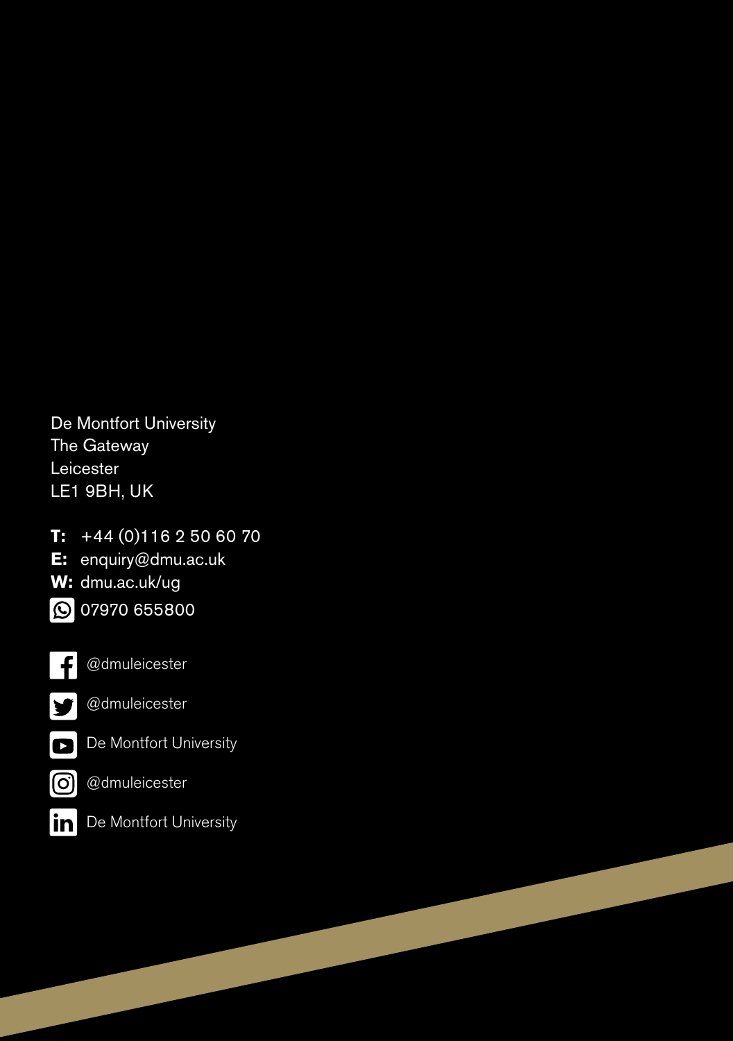De Montfort University
The Gateway
Leicester
LE1 9BH, UK

**T:** +44 (0)116 2 50 60 70
**E:** enquiry@dmu.ac.uk
**W:** dmu.ac.uk/ug
07970 655800

@dmuleicester

@dmuleicester

De Montfort University

@dmuleicester

De Montfort University